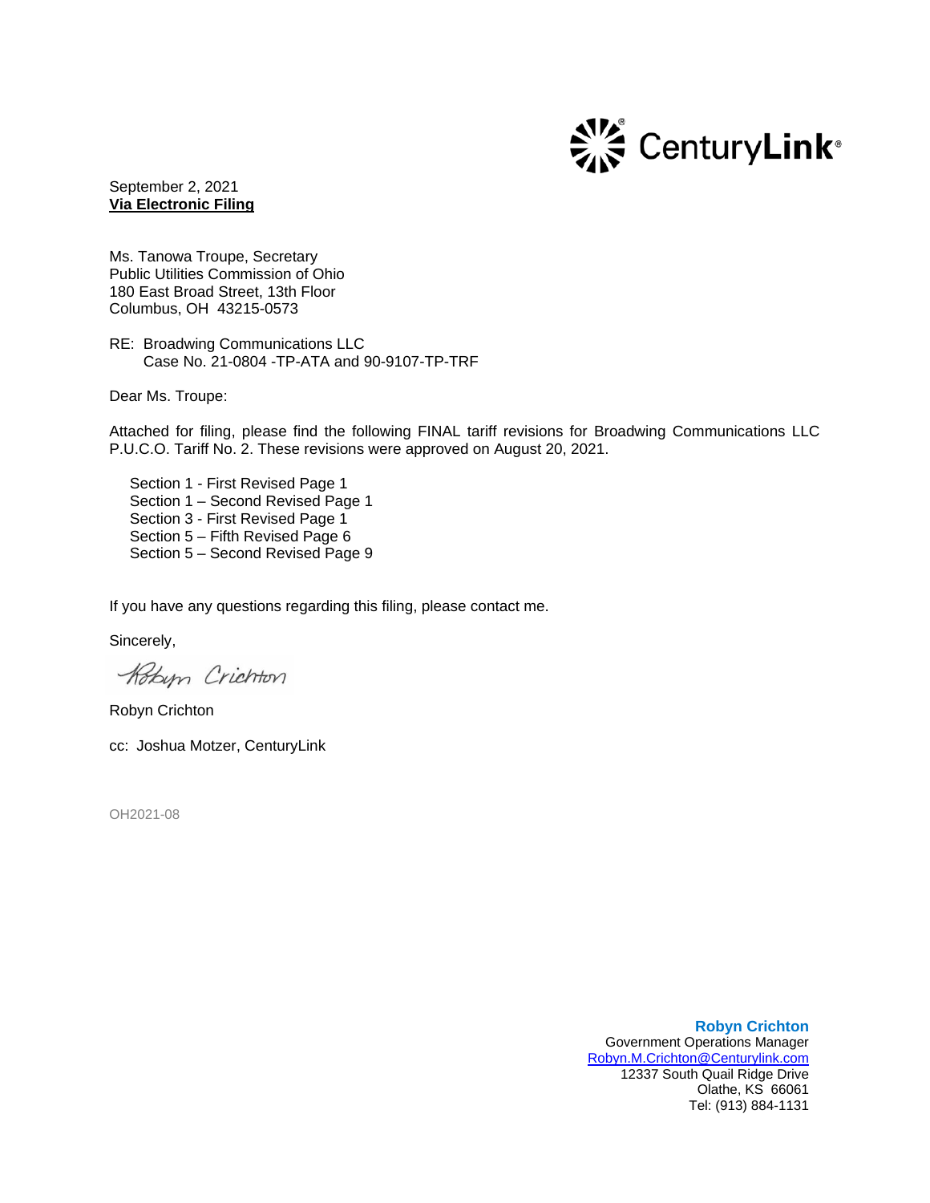CenturyLink®

September 2, 2021
**Via Electronic Filing**

Ms. Tanowa Troupe, Secretary
Public Utilities Commission of Ohio
180 East Broad Street, 13th Floor
Columbus, OH 43215-0573

RE: Broadwing Communications LLC
Case No. 21-0804 -TP-ATA and 90-9107-TP-TRF

Dear Ms. Troupe:

Attached for filing, please find the following FINAL tariff revisions for Broadwing Communications LLC P.U.C.O. Tariff No. 2. These revisions were approved on August 20, 2021.

- Section 1 - First Revised Page 1
- Section 1 – Second Revised Page 1
- Section 3 - First Revised Page 1
- Section 5 – Fifth Revised Page 6
- Section 5 – Second Revised Page 9

If you have any questions regarding this filing, please contact me.

Sincerely,

Robyn Crichton

Robyn Crichton

cc: Joshua Motzer, CenturyLink

OH2021-08

**Robyn Crichton**
Government Operations Manager
Robyn.M.Crichton@Centurylink.com
12337 South Quail Ridge Drive
Olathe, KS 66061
Tel: (913) 884-1131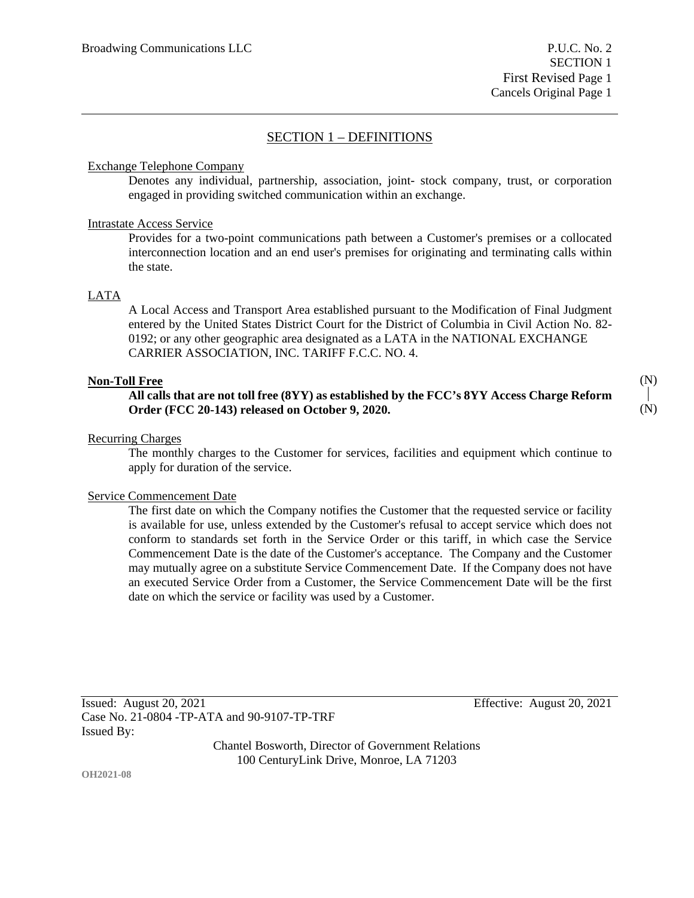## SECTION 1 – DEFINITIONS

Exchange Telephone Company

Denotes any individual, partnership, association, joint- stock company, trust, or corporation engaged in providing switched communication within an exchange.

Intrastate Access Service

Provides for a two-point communications path between a Customer's premises or a collocated interconnection location and an end user's premises for originating and terminating calls within the state.

LATA

A Local Access and Transport Area established pursuant to the Modification of Final Judgment entered by the United States District Court for the District of Columbia in Civil Action No. 82-0192; or any other geographic area designated as a LATA in the NATIONAL EXCHANGE CARRIER ASSOCIATION, INC. TARIFF F.C.C. NO. 4.

**Non-Toll Free** (N)

**All calls that are not toll free (8YY) as established by the FCC's 8YY Access Charge Reform Order (FCC 20-143) released on October 9, 2020.** (N)

Recurring Charges

The monthly charges to the Customer for services, facilities and equipment which continue to apply for duration of the service.

Service Commencement Date

The first date on which the Company notifies the Customer that the requested service or facility is available for use, unless extended by the Customer's refusal to accept service which does not conform to standards set forth in the Service Order or this tariff, in which case the Service Commencement Date is the date of the Customer's acceptance. The Company and the Customer may mutually agree on a substitute Service Commencement Date. If the Company does not have an executed Service Order from a Customer, the Service Commencement Date will be the first date on which the service or facility was used by a Customer.

Issued: August 20, 2021 Effective: August 20, 2021
Case No. 21-0804 -TP-ATA and 90-9107-TP-TRF
Issued By:

Chantel Bosworth, Director of Government Relations
100 CenturyLink Drive, Monroe, LA 71203

OH2021-08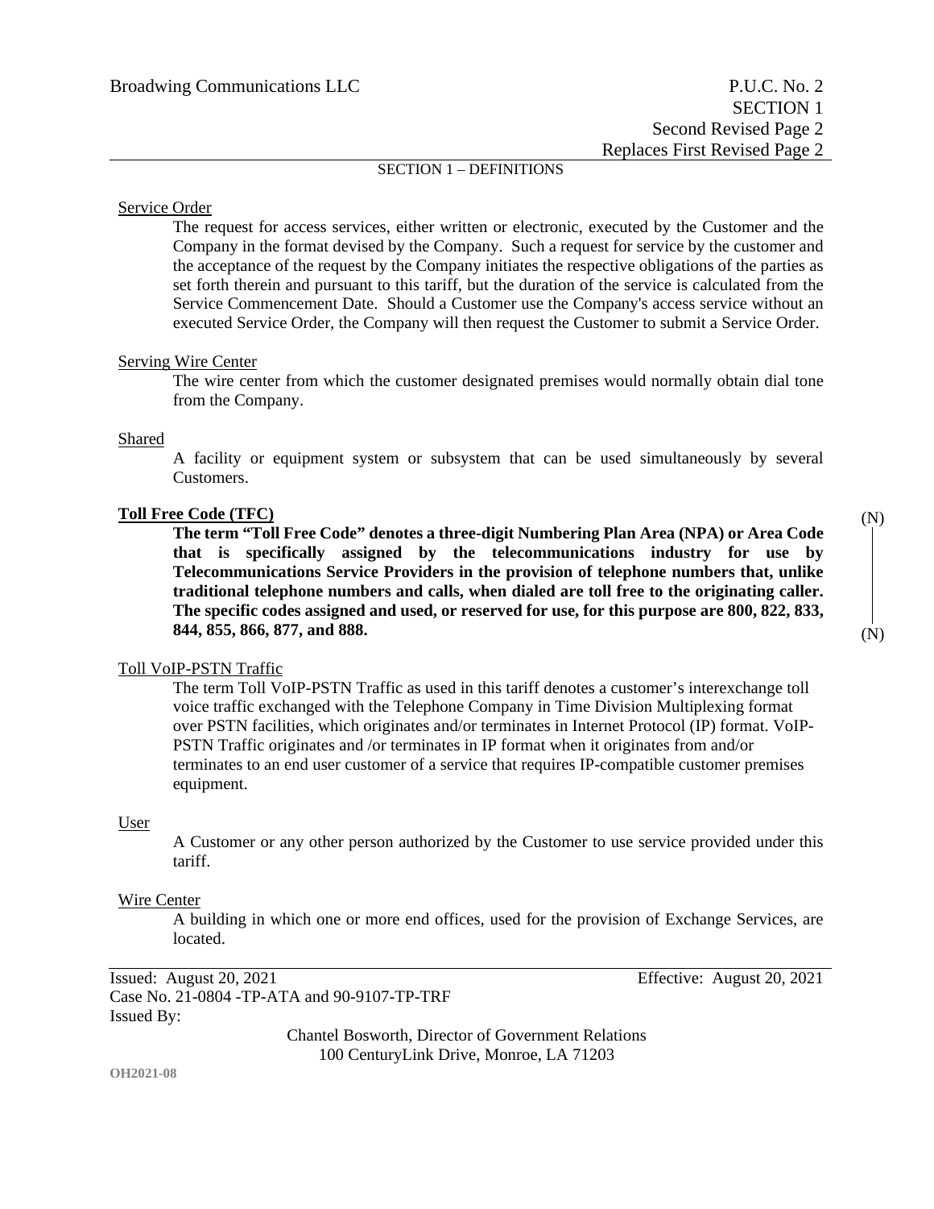SECTION 1 – DEFINITIONS

Service Order

The request for access services, either written or electronic, executed by the Customer and the Company in the format devised by the Company. Such a request for service by the customer and the acceptance of the request by the Company initiates the respective obligations of the parties as set forth therein and pursuant to this tariff, but the duration of the service is calculated from the Service Commencement Date. Should a Customer use the Company's access service without an executed Service Order, the Company will then request the Customer to submit a Service Order.

Serving Wire Center

The wire center from which the customer designated premises would normally obtain dial tone from the Company.

Shared

A facility or equipment system or subsystem that can be used simultaneously by several Customers.

**Toll Free Code (TFC)** (N)

**The term "Toll Free Code" denotes a three-digit Numbering Plan Area (NPA) or Area Code that is specifically assigned by the telecommunications industry for use by Telecommunications Service Providers in the provision of telephone numbers that, unlike traditional telephone numbers and calls, when dialed are toll free to the originating caller. The specific codes assigned and used, or reserved for use, for this purpose are 800, 822, 833, 844, 855, 866, 877, and 888.** (N)

Toll VoIP-PSTN Traffic

The term Toll VoIP-PSTN Traffic as used in this tariff denotes a customer's interexchange toll voice traffic exchanged with the Telephone Company in Time Division Multiplexing format over PSTN facilities, which originates and/or terminates in Internet Protocol (IP) format. VoIP-PSTN Traffic originates and /or terminates in IP format when it originates from and/or terminates to an end user customer of a service that requires IP-compatible customer premises equipment.

User

A Customer or any other person authorized by the Customer to use service provided under this tariff.

Wire Center

A building in which one or more end offices, used for the provision of Exchange Services, are located.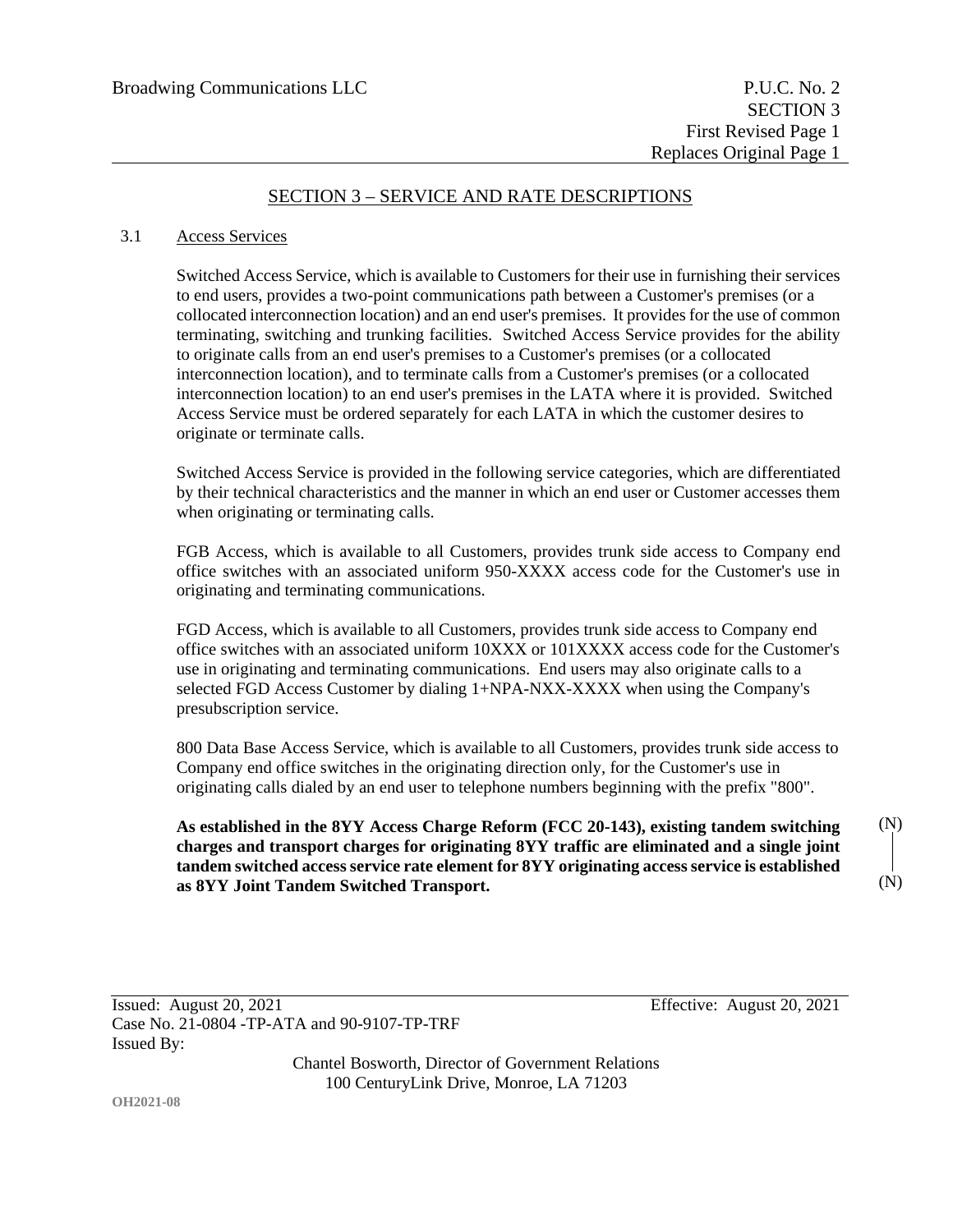## SECTION 3 – SERVICE AND RATE DESCRIPTIONS

3.1 Access Services

Switched Access Service, which is available to Customers for their use in furnishing their services to end users, provides a two-point communications path between a Customer's premises (or a collocated interconnection location) and an end user's premises. It provides for the use of common terminating, switching and trunking facilities. Switched Access Service provides for the ability to originate calls from an end user's premises to a Customer's premises (or a collocated interconnection location), and to terminate calls from a Customer's premises (or a collocated interconnection location) to an end user's premises in the LATA where it is provided. Switched Access Service must be ordered separately for each LATA in which the customer desires to originate or terminate calls.

Switched Access Service is provided in the following service categories, which are differentiated by their technical characteristics and the manner in which an end user or Customer accesses them when originating or terminating calls.

FGB Access, which is available to all Customers, provides trunk side access to Company end office switches with an associated uniform 950-XXXX access code for the Customer's use in originating and terminating communications.

FGD Access, which is available to all Customers, provides trunk side access to Company end office switches with an associated uniform 10XXX or 101XXXX access code for the Customer's use in originating and terminating communications. End users may also originate calls to a selected FGD Access Customer by dialing 1+NPA-NXX-XXXX when using the Company's presubscription service.

800 Data Base Access Service, which is available to all Customers, provides trunk side access to Company end office switches in the originating direction only, for the Customer's use in originating calls dialed by an end user to telephone numbers beginning with the prefix "800".

**As established in the 8YY Access Charge Reform (FCC 20-143), existing tandem switching charges and transport charges for originating 8YY traffic are eliminated and a single joint tandem switched access service rate element for 8YY originating access service is established as 8YY Joint Tandem Switched Transport.** (N)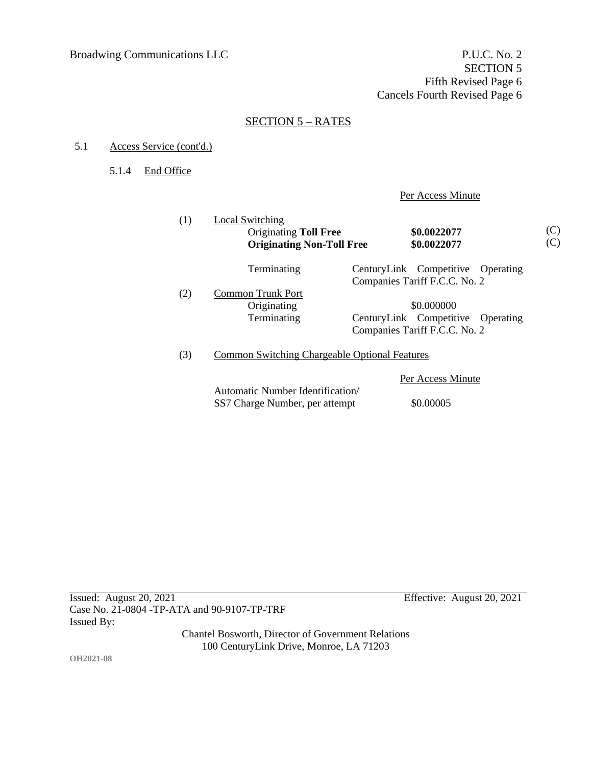Broadwing Communications LLC

P.U.C. No. 2
SECTION 5
Fifth Revised Page 6
Cancels Fourth Revised Page 6

## SECTION 5 – RATES

5.1 Access Service (cont'd.)

5.1.4 End Office

| | | Per Access Minute | |
|---|---|---|---|
| (1) | Local Switching | | |
| | Originating **Toll Free** | **$0.0022077** | (C) |
| | **Originating Non-Toll Free** | **$0.0022077** | (C) |
| | Terminating | CenturyLink Competitive Operating Companies Tariff F.C.C. No. 2 | |
| (2) | Common Trunk Port | | |
| | Originating | $0.000000 | |
| | Terminating | CenturyLink Competitive Operating Companies Tariff F.C.C. No. 2 | |

(3) Common Switching Chargeable Optional Features

| | Per Access Minute |
|---|---|
| Automatic Number Identification/ SS7 Charge Number, per attempt | $0.00005 |

Issued: August 20, 2021
Effective: August 20, 2021
Case No. 21-0804 -TP-ATA and 90-9107-TP-TRF
Issued By:

Chantel Bosworth, Director of Government Relations
100 CenturyLink Drive, Monroe, LA 71203

OH2021-08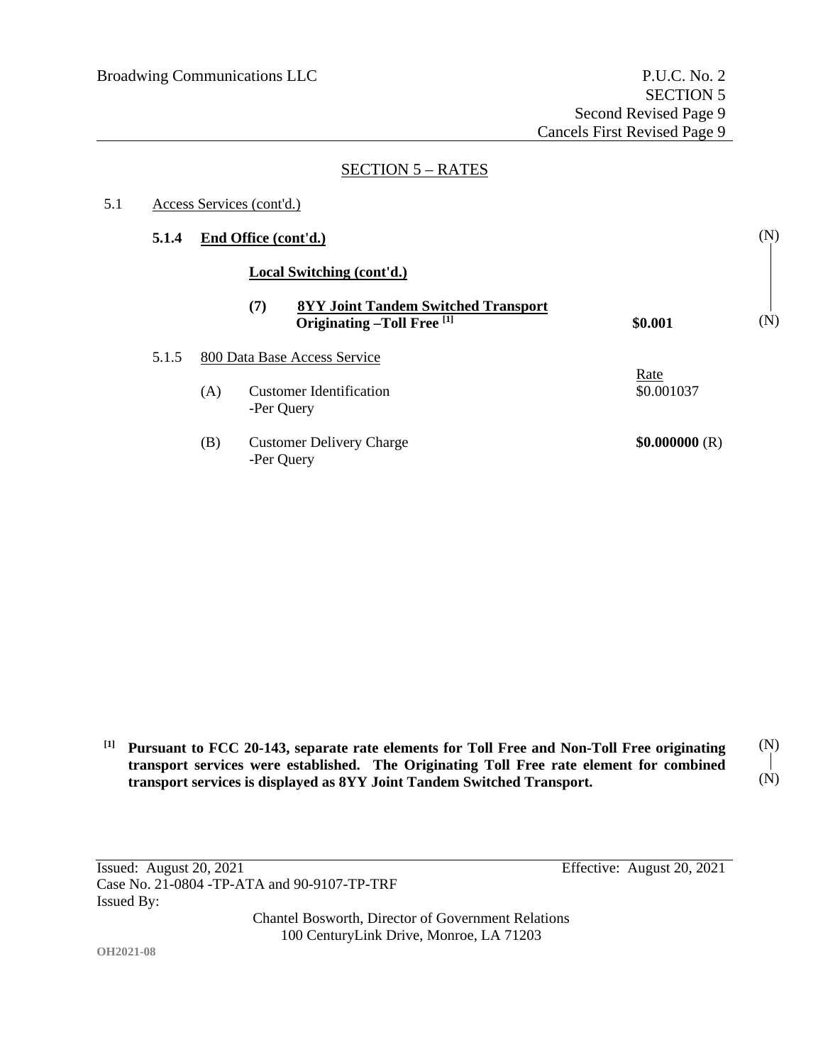## SECTION 5 – RATES

5.1 Access Services (cont'd.)

**5.1.4 End Office (cont'd.)** (N)

**Local Switching (cont'd.)**

**(7) 8YY Joint Tandem Switched Transport Originating –Toll Free [1]** **$0.001** (N)

5.1.5 800 Data Base Access Service

| | | Rate |
|---|---|---|
| (A) | Customer Identification -Per Query | $0.001037 |
| (B) | Customer Delivery Charge -Per Query | **$0.000000** (R) |

**[1] Pursuant to FCC 20-143, separate rate elements for Toll Free and Non-Toll Free originating transport services were established. The Originating Toll Free rate element for combined transport services is displayed as 8YY Joint Tandem Switched Transport.** (N)

Issued: August 20, 2021
Effective: August 20, 2021
Case No. 21-0804 -TP-ATA and 90-9107-TP-TRF
Issued By:

Chantel Bosworth, Director of Government Relations
100 CenturyLink Drive, Monroe, LA 71203

OH2021-08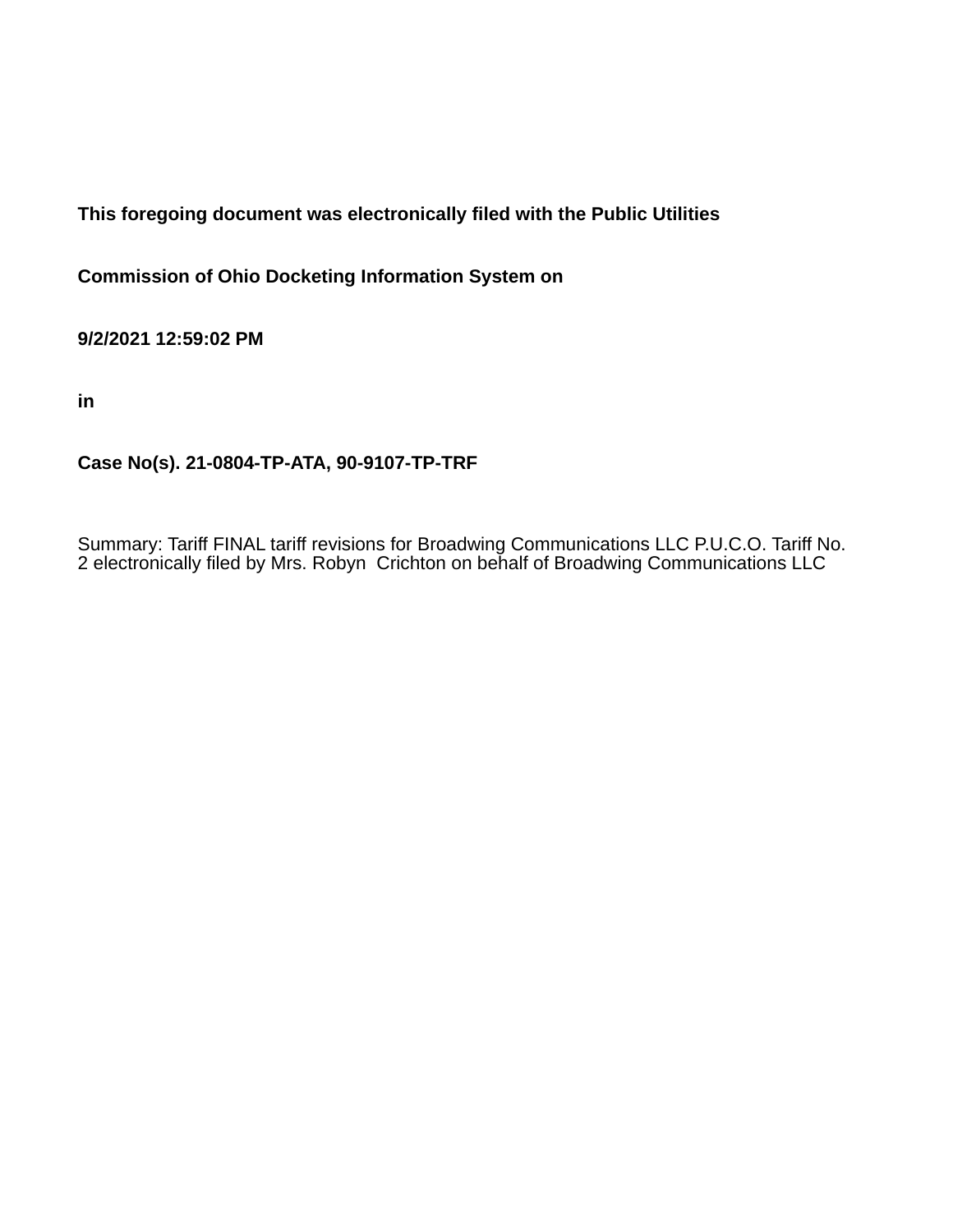**This foregoing document was electronically filed with the Public Utilities**

**Commission of Ohio Docketing Information System on**

**9/2/2021 12:59:02 PM**

**in**

**Case No(s). 21-0804-TP-ATA, 90-9107-TP-TRF**

Summary: Tariff FINAL tariff revisions for Broadwing Communications LLC P.U.C.O. Tariff No. 2 electronically filed by Mrs. Robyn Crichton on behalf of Broadwing Communications LLC